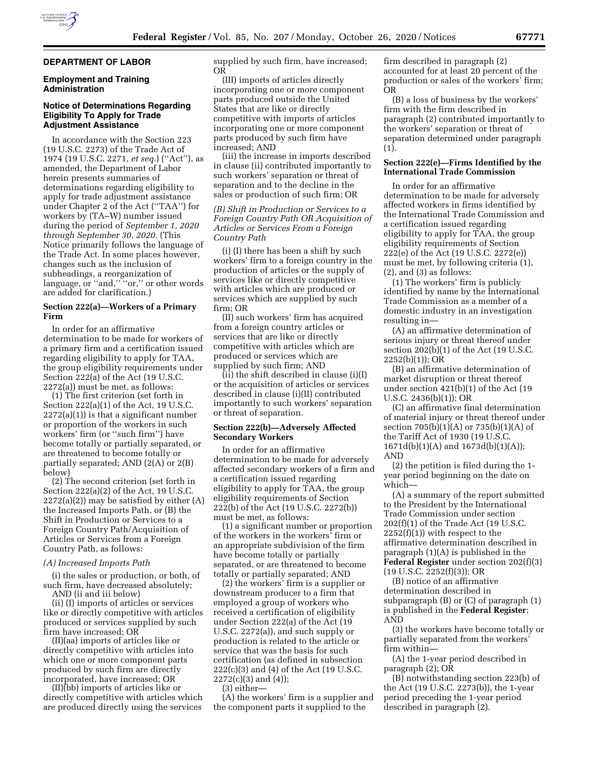## DEPARTMENT OF LABOR

### Employment and Training Administration

### Notice of Determinations Regarding Eligibility To Apply for Trade Adjustment Assistance

In accordance with the Section 223 (19 U.S.C. 2273) of the Trade Act of 1974 (19 U.S.C. 2271, *et seq.*) (''Act''), as amended, the Department of Labor herein presents summaries of determinations regarding eligibility to apply for trade adjustment assistance under Chapter 2 of the Act (''TAA'') for workers by (TA–W) number issued during the period of *September 1, 2020 through September 30, 2020.* (This Notice primarily follows the language of the Trade Act. In some places however, changes such as the inclusion of subheadings, a reorganization of language, or ''and,'' ''or,'' or other words are added for clarification.)

#### Section 222(a)—Workers of a Primary Firm

In order for an affirmative determination to be made for workers of a primary firm and a certification issued regarding eligibility to apply for TAA, the group eligibility requirements under Section 222(a) of the Act (19 U.S.C. 2272(a)) must be met, as follows:

(1) The first criterion (set forth in Section 222(a)(1) of the Act, 19 U.S.C. 2272(a)(1)) is that a significant number or proportion of the workers in such workers' firm (or ''such firm'') have become totally or partially separated, or are threatened to become totally or partially separated; AND (2(A) or 2(B) below)

(2) The second criterion (set forth in Section 222(a)(2) of the Act, 19 U.S.C. 2272(a)(2)) may be satisfied by either (A) the Increased Imports Path, or (B) the Shift in Production or Services to a Foreign Country Path/Acquisition of Articles or Services from a Foreign Country Path, as follows:

*(A) Increased Imports Path*

(i) the sales or production, or both, of such firm, have decreased absolutely; AND (ii and iii below)

(ii) (I) imports of articles or services like or directly competitive with articles produced or services supplied by such firm have increased; OR

(II)(aa) imports of articles like or directly competitive with articles into which one or more component parts produced by such firm are directly incorporated, have increased; OR

(II)(bb) imports of articles like or directly competitive with articles which are produced directly using the services supplied by such firm, have increased; OR

(III) imports of articles directly incorporating one or more component parts produced outside the United States that are like or directly competitive with imports of articles incorporating one or more component parts produced by such firm have increased; AND

(iii) the increase in imports described in clause (ii) contributed importantly to such workers' separation or threat of separation and to the decline in the sales or production of such firm; OR

*(B) Shift in Production or Services to a Foreign Country Path OR Acquisition of Articles or Services From a Foreign Country Path*

(i) (I) there has been a shift by such workers' firm to a foreign country in the production of articles or the supply of services like or directly competitive with articles which are produced or services which are supplied by such firm; OR

(II) such workers' firm has acquired from a foreign country articles or services that are like or directly competitive with articles which are produced or services which are supplied by such firm; AND

(ii) the shift described in clause (i)(I) or the acquisition of articles or services described in clause (i)(II) contributed importantly to such workers' separation or threat of separation.

#### Section 222(b)—Adversely Affected Secondary Workers

In order for an affirmative determination to be made for adversely affected secondary workers of a firm and a certification issued regarding eligibility to apply for TAA, the group eligibility requirements of Section 222(b) of the Act (19 U.S.C. 2272(b)) must be met, as follows:

(1) a significant number or proportion of the workers in the workers' firm or an appropriate subdivision of the firm have become totally or partially separated, or are threatened to become totally or partially separated; AND

(2) the workers' firm is a supplier or downstream producer to a firm that employed a group of workers who received a certification of eligibility under Section 222(a) of the Act (19 U.S.C. 2272(a)), and such supply or production is related to the article or service that was the basis for such certification (as defined in subsection 222(c)(3) and (4) of the Act (19 U.S.C. 2272(c)(3) and (4));

(3) either—

(A) the workers' firm is a supplier and the component parts it supplied to the firm described in paragraph (2) accounted for at least 20 percent of the production or sales of the workers' firm; OR

(B) a loss of business by the workers' firm with the firm described in paragraph (2) contributed importantly to the workers' separation or threat of separation determined under paragraph (1).

#### Section 222(e)—Firms Identified by the International Trade Commission

In order for an affirmative determination to be made for adversely affected workers in firms identified by the International Trade Commission and a certification issued regarding eligibility to apply for TAA, the group eligibility requirements of Section 222(e) of the Act (19 U.S.C. 2272(e)) must be met, by following criteria (1), (2), and (3) as follows:

(1) The workers' firm is publicly identified by name by the International Trade Commission as a member of a domestic industry in an investigation resulting in—

(A) an affirmative determination of serious injury or threat thereof under section 202(b)(1) of the Act (19 U.S.C. 2252(b)(1)); OR

(B) an affirmative determination of market disruption or threat thereof under section 421(b)(1) of the Act (19 U.S.C. 2436(b)(1)); OR

(C) an affirmative final determination of material injury or threat thereof under section 705(b)(1)(A) or 735(b)(1)(A) of the Tariff Act of 1930 (19 U.S.C. 1671d(b)(1)(A) and 1673d(b)(1)(A)); AND

(2) the petition is filed during the 1-year period beginning on the date on which—

(A) a summary of the report submitted to the President by the International Trade Commission under section 202(f)(1) of the Trade Act (19 U.S.C. 2252(f)(1)) with respect to the affirmative determination described in paragraph (1)(A) is published in the **Federal Register** under section 202(f)(3) (19 U.S.C. 2252(f)(3)); OR

(B) notice of an affirmative determination described in subparagraph (B) or (C) of paragraph (1) is published in the **Federal Register**; AND

(3) the workers have become totally or partially separated from the workers' firm within—

(A) the 1-year period described in paragraph (2); OR

(B) notwithstanding section 223(b) of the Act (19 U.S.C. 2273(b)), the 1-year period preceding the 1-year period described in paragraph (2).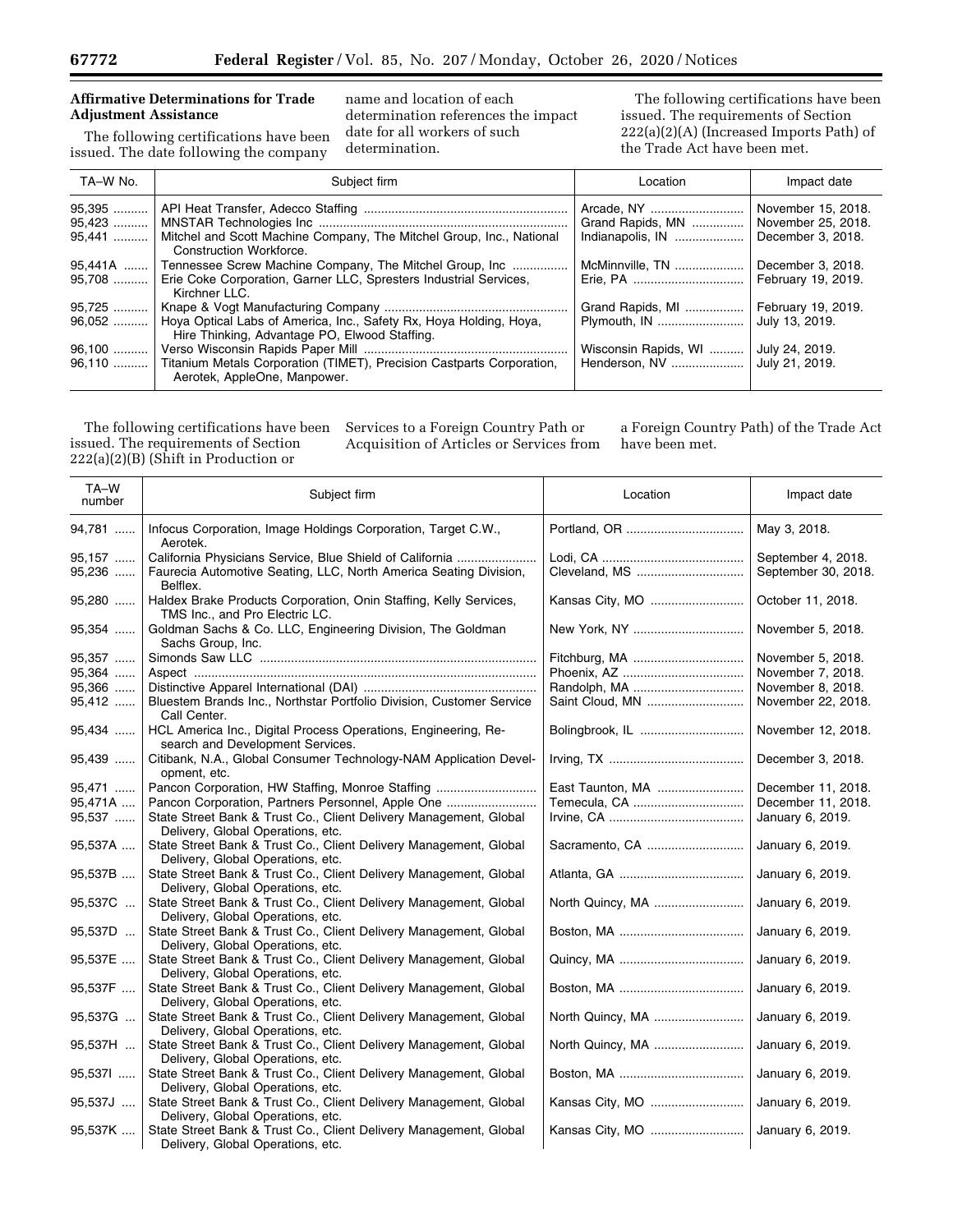## Affirmative Determinations for Trade Adjustment Assistance

The following certifications have been issued. The date following the company name and location of each determination references the impact date for all workers of such determination.

The following certifications have been issued. The requirements of Section 222(a)(2)(A) (Increased Imports Path) of the Trade Act have been met.

| TA–W No. | Subject firm | Location | Impact date |
|---|---|---|---|
| 95,395 | API Heat Transfer, Adecco Staffing | Arcade, NY | November 15, 2018. |
| 95,423 | MNSTAR Technologies Inc | Grand Rapids, MN | November 25, 2018. |
| 95,441 | Mitchel and Scott Machine Company, The Mitchel Group, Inc., National Construction Workforce. | Indianapolis, IN | December 3, 2018. |
| 95,441A | Tennessee Screw Machine Company, The Mitchel Group, Inc | McMinnville, TN | December 3, 2018. |
| 95,708 | Erie Coke Corporation, Garner LLC, Spresters Industrial Services, Kirchner LLC. | Erie, PA | February 19, 2019. |
| 95,725 | Knape & Vogt Manufacturing Company | Grand Rapids, MI | February 19, 2019. |
| 96,052 | Hoya Optical Labs of America, Inc., Safety Rx, Hoya Holding, Hoya, Hire Thinking, Advantage PO, Elwood Staffing. | Plymouth, IN | July 13, 2019. |
| 96,100 | Verso Wisconsin Rapids Paper Mill | Wisconsin Rapids, WI | July 24, 2019. |
| 96,110 | Titanium Metals Corporation (TIMET), Precision Castparts Corporation, Aerotek, AppleOne, Manpower. | Henderson, NV | July 21, 2019. |

The following certifications have been issued. The requirements of Section 222(a)(2)(B) (Shift in Production or Services to a Foreign Country Path or Acquisition of Articles or Services from a Foreign Country Path) of the Trade Act have been met.

| TA–W number | Subject firm | Location | Impact date |
|---|---|---|---|
| 94,781 | Infocus Corporation, Image Holdings Corporation, Target C.W., Aerotek. | Portland, OR | May 3, 2018. |
| 95,157 | California Physicians Service, Blue Shield of California | Lodi, CA | September 4, 2018. |
| 95,236 | Faurecia Automotive Seating, LLC, North America Seating Division, Belflex. | Cleveland, MS | September 30, 2018. |
| 95,280 | Haldex Brake Products Corporation, Onin Staffing, Kelly Services, TMS Inc., and Pro Electric LLC. | Kansas City, MO | October 11, 2018. |
| 95,354 | Goldman Sachs & Co. LLC, Engineering Division, The Goldman Sachs Group, Inc. | New York, NY | November 5, 2018. |
| 95,357 | Simonds Saw LLC | Fitchburg, MA | November 5, 2018. |
| 95,364 | Aspect | Phoenix, AZ | November 7, 2018. |
| 95,366 | Distinctive Apparel International (DAI) | Randolph, MA | November 8, 2018. |
| 95,412 | Bluestem Brands Inc., Northstar Portfolio Division, Customer Service Call Center. | Saint Cloud, MN | November 22, 2018. |
| 95,434 | HCL America Inc., Digital Process Operations, Engineering, Research and Development Services. | Bolingbrook, IL | November 12, 2018. |
| 95,439 | Citibank, N.A., Global Consumer Technology-NAM Application Development, etc. | Irving, TX | December 3, 2018. |
| 95,471 | Pancon Corporation, HW Staffing, Monroe Staffing | East Taunton, MA | December 11, 2018. |
| 95,471A | Pancon Corporation, Partners Personnel, Apple One | Temecula, CA | December 11, 2018. |
| 95,537 | State Street Bank & Trust Co., Client Delivery Management, Global Delivery, Global Operations, etc. | Irvine, CA | January 6, 2019. |
| 95,537A | State Street Bank & Trust Co., Client Delivery Management, Global Delivery, Global Operations, etc. | Sacramento, CA | January 6, 2019. |
| 95,537B | State Street Bank & Trust Co., Client Delivery Management, Global Delivery, Global Operations, etc. | Atlanta, GA | January 6, 2019. |
| 95,537C | State Street Bank & Trust Co., Client Delivery Management, Global Delivery, Global Operations, etc. | North Quincy, MA | January 6, 2019. |
| 95,537D | State Street Bank & Trust Co., Client Delivery Management, Global Delivery, Global Operations, etc. | Boston, MA | January 6, 2019. |
| 95,537E | State Street Bank & Trust Co., Client Delivery Management, Global Delivery, Global Operations, etc. | Quincy, MA | January 6, 2019. |
| 95,537F | State Street Bank & Trust Co., Client Delivery Management, Global Delivery, Global Operations, etc. | Boston, MA | January 6, 2019. |
| 95,537G | State Street Bank & Trust Co., Client Delivery Management, Global Delivery, Global Operations, etc. | North Quincy, MA | January 6, 2019. |
| 95,537H | State Street Bank & Trust Co., Client Delivery Management, Global Delivery, Global Operations, etc. | North Quincy, MA | January 6, 2019. |
| 95,537I | State Street Bank & Trust Co., Client Delivery Management, Global Delivery, Global Operations, etc. | Boston, MA | January 6, 2019. |
| 95,537J | State Street Bank & Trust Co., Client Delivery Management, Global Delivery, Global Operations, etc. | Kansas City, MO | January 6, 2019. |
| 95,537K | State Street Bank & Trust Co., Client Delivery Management, Global Delivery, Global Operations, etc. | Kansas City, MO | January 6, 2019. |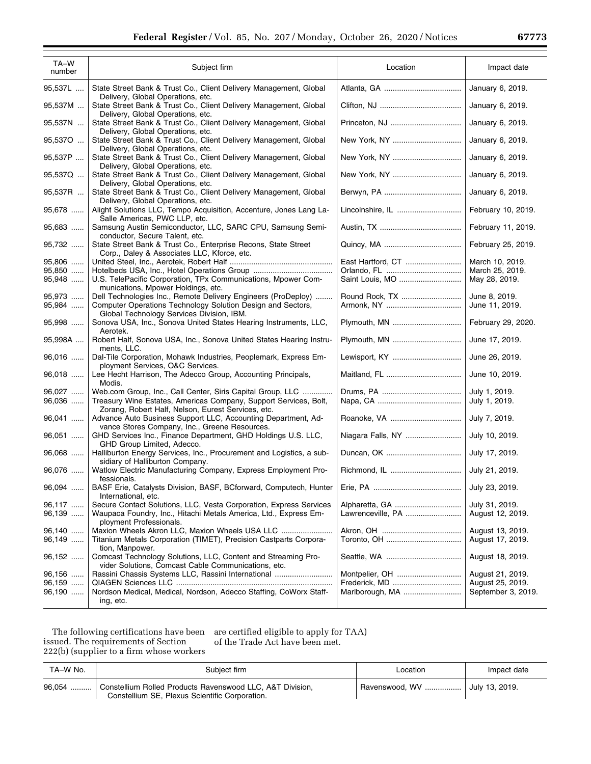| TA–W number | Subject firm | Location | Impact date |
|---|---|---|---|
| 95,537L | State Street Bank & Trust Co., Client Delivery Management, Global Delivery, Global Operations, etc. | Atlanta, GA | January 6, 2019. |
| 95,537M | State Street Bank & Trust Co., Client Delivery Management, Global Delivery, Global Operations, etc. | Clifton, NJ | January 6, 2019. |
| 95,537N | State Street Bank & Trust Co., Client Delivery Management, Global Delivery, Global Operations, etc. | Princeton, NJ | January 6, 2019. |
| 95,537O | State Street Bank & Trust Co., Client Delivery Management, Global Delivery, Global Operations, etc. | New York, NY | January 6, 2019. |
| 95,537P | State Street Bank & Trust Co., Client Delivery Management, Global Delivery, Global Operations, etc. | New York, NY | January 6, 2019. |
| 95,537Q | State Street Bank & Trust Co., Client Delivery Management, Global Delivery, Global Operations, etc. | New York, NY | January 6, 2019. |
| 95,537R | State Street Bank & Trust Co., Client Delivery Management, Global Delivery, Global Operations, etc. | Berwyn, PA | January 6, 2019. |
| 95,678 | Alight Solutions LLC, Tempo Acquisition, Accenture, Jones Lang LaSalle Americas, PWC LLP, etc. | Lincolnshire, IL | February 10, 2019. |
| 95,683 | Samsung Austin Semiconductor, LLC, SARC CPU, Samsung Semiconductor, Secure Talent, etc. | Austin, TX | February 11, 2019. |
| 95,732 | State Street Bank & Trust Co., Enterprise Recons, State Street Corp., Daley & Associates LLC, Kforce, etc. | Quincy, MA | February 25, 2019. |
| 95,806 | United Steel, Inc., Aerotek, Robert Half | East Hartford, CT | March 10, 2019. |
| 95,850 | Hotelbeds USA, Inc., Hotel Operations Group | Orlando, FL | March 25, 2019. |
| 95,948 | U.S. TelePacific Corporation, TPx Communications, Mpower Communications, Mpower Holdings, etc. | Saint Louis, MO | May 28, 2019. |
| 95,973 | Dell Technologies Inc., Remote Delivery Engineers (ProDeploy) | Round Rock, TX | June 8, 2019. |
| 95,984 | Computer Operations Technology Solution Design and Sectors, Global Technology Services Division, IBM. | Armonk, NY | June 11, 2019. |
| 95,998 | Sonova USA, Inc., Sonova United States Hearing Instruments, LLC, Aerotek. | Plymouth, MN | February 29, 2020. |
| 95,998A | Robert Half, Sonova USA, Inc., Sonova United States Hearing Instruments, LLC. | Plymouth, MN | June 17, 2019. |
| 96,016 | Dal-Tile Corporation, Mohawk Industries, Peoplemark, Express Employment Services, O&C Services. | Lewisport, KY | June 26, 2019. |
| 96,018 | Lee Hecht Harrison, The Adecco Group, Accounting Principals, Modis. | Maitland, FL | June 10, 2019. |
| 96,027 | Web.com Group, Inc., Call Center, Siris Capital Group, LLC | Drums, PA | July 1, 2019. |
| 96,036 | Treasury Wine Estates, Americas Company, Support Services, Bolt, Zorang, Robert Half, Nelson, Eurest Services, etc. | Napa, CA | July 1, 2019. |
| 96,041 | Advance Auto Business Support LLC, Accounting Department, Advance Stores Company, Inc., Greene Resources. | Roanoke, VA | July 7, 2019. |
| 96,051 | GHD Services Inc., Finance Department, GHD Holdings U.S. LLC, GHD Group Limited, Adecco. | Niagara Falls, NY | July 10, 2019. |
| 96,068 | Halliburton Energy Services, Inc., Procurement and Logistics, a subsidiary of Halliburton Company. | Duncan, OK | July 17, 2019. |
| 96,076 | Watlow Electric Manufacturing Company, Express Employment Professionals. | Richmond, IL | July 21, 2019. |
| 96,094 | BASF Erie, Catalysts Division, BASF, BCforward, Computech, Hunter International, etc. | Erie, PA | July 23, 2019. |
| 96,117 | Secure Contact Solutions, LLC, Vesta Corporation, Express Services | Alpharetta, GA | July 31, 2019. |
| 96,139 | Waupaca Foundry, Inc., Hitachi Metals America, Ltd., Express Employment Professionals. | Lawrenceville, PA | August 12, 2019. |
| 96,140 | Maxion Wheels Akron LLC, Maxion Wheels USA LLC | Akron, OH | August 13, 2019. |
| 96,149 | Titanium Metals Corporation (TIMET), Precision Castparts Corporation, Manpower. | Toronto, OH | August 17, 2019. |
| 96,152 | Comcast Technology Solutions, LLC, Content and Streaming Provider Solutions, Comcast Cable Communications, etc. | Seattle, WA | August 18, 2019. |
| 96,156 | Rassini Chassis Systems LLC, Rassini International | Montpelier, OH | August 21, 2019. |
| 96,159 | QIAGEN Sciences LLC | Frederick, MD | August 25, 2019. |
| 96,190 | Nordson Medical, Medical, Nordson, Adecco Staffing, CoWorx Staffing, etc. | Marlborough, MA | September 3, 2019. |

The following certifications have been issued. The requirements of Section 222(b) (supplier to a firm whose workers are certified eligible to apply for TAA) of the Trade Act have been met.

| TA–W No. | Subject firm | Location | Impact date |
|---|---|---|---|
| 96,054 | Constellium Rolled Products Ravenswood LLC, A&T Division, Constellium SE, Plexus Scientific Corporation. | Ravenswood, WV | July 13, 2019. |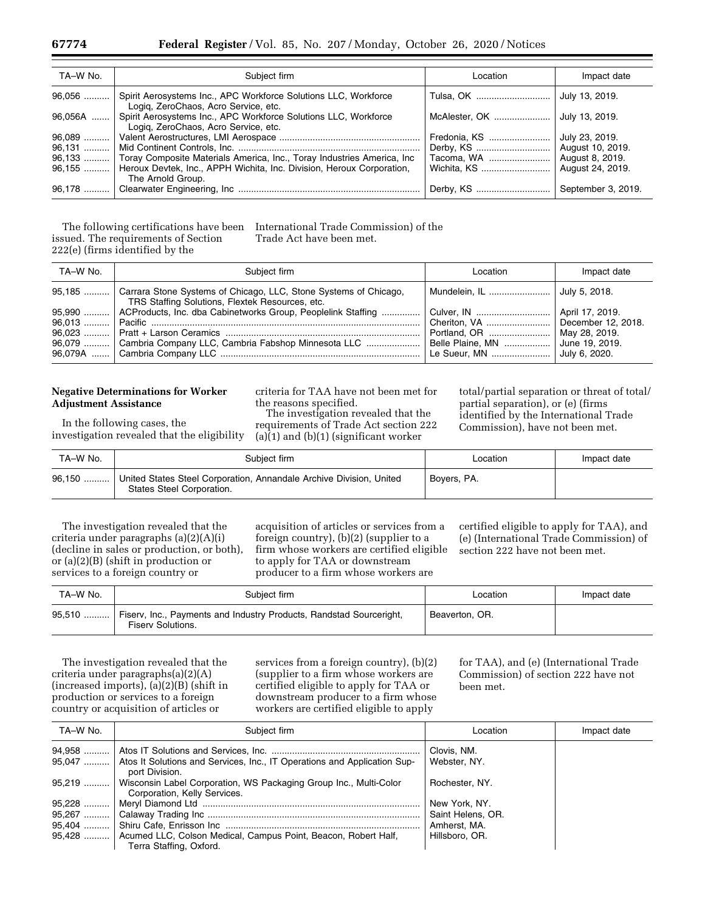| TA–W No. | Subject firm | Location | Impact date |
|---|---|---|---|
| 96,056 | Spirit Aerosystems Inc., APC Workforce Solutions LLC, Workforce Logiq, ZeroChaos, Acro Service, etc. | Tulsa, OK | July 13, 2019. |
| 96,056A | Spirit Aerosystems Inc., APC Workforce Solutions LLC, Workforce Logiq, ZeroChaos, Acro Service, etc. | McAlester, OK | July 13, 2019. |
| 96,089 | Valent Aerostructures, LMI Aerospace | Fredonia, KS | July 23, 2019. |
| 96,131 | Mid Continent Controls, Inc. | Derby, KS | August 10, 2019. |
| 96,133 | Toray Composite Materials America, Inc., Toray Industries America, Inc | Tacoma, WA | August 8, 2019. |
| 96,155 | Heroux Devtek, Inc., APPH Wichita, Inc. Division, Heroux Corporation, The Arnold Group. | Wichita, KS | August 24, 2019. |
| 96,178 | Clearwater Engineering, Inc | Derby, KS | September 3, 2019. |

The following certifications have been issued. The requirements of Section 222(e) (firms identified by the International Trade Commission) of the Trade Act have been met.

| TA–W No. | Subject firm | Location | Impact date |
|---|---|---|---|
| 95,185 | Carrara Stone Systems of Chicago, LLC, Stone Systems of Chicago, TRS Staffing Solutions, Flextek Resources, etc. | Mundelein, IL | July 5, 2018. |
| 95,990 | ACProducts, Inc. dba Cabinetworks Group, Peoplelink Staffing | Culver, IN | April 17, 2019. |
| 96,013 | Pacific | Cheriton, VA | December 12, 2018. |
| 96,023 | Pratt + Larson Ceramics | Portland, OR | May 28, 2019. |
| 96,079 | Cambria Company LLC, Cambria Fabshop Minnesota LLC | Belle Plaine, MN | June 19, 2019. |
| 96,079A | Cambria Company LLC | Le Sueur, MN | July 6, 2020. |

## Negative Determinations for Worker Adjustment Assistance

In the following cases, the investigation revealed that the eligibility criteria for TAA have not been met for the reasons specified.

The investigation revealed that the requirements of Trade Act section 222 (a)(1) and (b)(1) (significant worker total/partial separation or threat of total/partial separation), or (e) (firms identified by the International Trade Commission), have not been met.

| TA–W No. | Subject firm | Location | Impact date |
|---|---|---|---|
| 96,150 | United States Steel Corporation, Annandale Archive Division, United States Steel Corporation. | Boyers, PA. | |

The investigation revealed that the criteria under paragraphs (a)(2)(A)(i) (decline in sales or production, or both), or (a)(2)(B) (shift in production or services to a foreign country or acquisition of articles or services from a foreign country), (b)(2) (supplier to a firm whose workers are certified eligible to apply for TAA or downstream producer to a firm whose workers are certified eligible to apply for TAA), and (e) (International Trade Commission) of section 222 have not been met.

| TA–W No. | Subject firm | Location | Impact date |
|---|---|---|---|
| 95,510 | Fiserv, Inc., Payments and Industry Products, Randstad Sourceright, Fiserv Solutions. | Beaverton, OR. | |

The investigation revealed that the criteria under paragraphs(a)(2)(A) (increased imports), (a)(2)(B) (shift in production or services to a foreign country or acquisition of articles or services from a foreign country), (b)(2) (supplier to a firm whose workers are certified eligible to apply for TAA or downstream producer to a firm whose workers are certified eligible to apply for TAA), and (e) (International Trade Commission) of section 222 have not been met.

| TA–W No. | Subject firm | Location | Impact date |
|---|---|---|---|
| 94,958 | Atos IT Solutions and Services, Inc. | Clovis, NM. | |
| 95,047 | Atos It Solutions and Services, Inc., IT Operations and Application Support Division. | Webster, NY. | |
| 95,219 | Wisconsin Label Corporation, WS Packaging Group Inc., Multi-Color Corporation, Kelly Services. | Rochester, NY. | |
| 95,228 | Meryl Diamond Ltd | New York, NY. | |
| 95,267 | Calaway Trading Inc | Saint Helens, OR. | |
| 95,404 | Shiru Cafe, Enrisson Inc | Amherst, MA. | |
| 95,428 | Acumed LLC, Colson Medical, Campus Point, Beacon, Robert Half, Terra Staffing, Oxford. | Hillsboro, OR. | |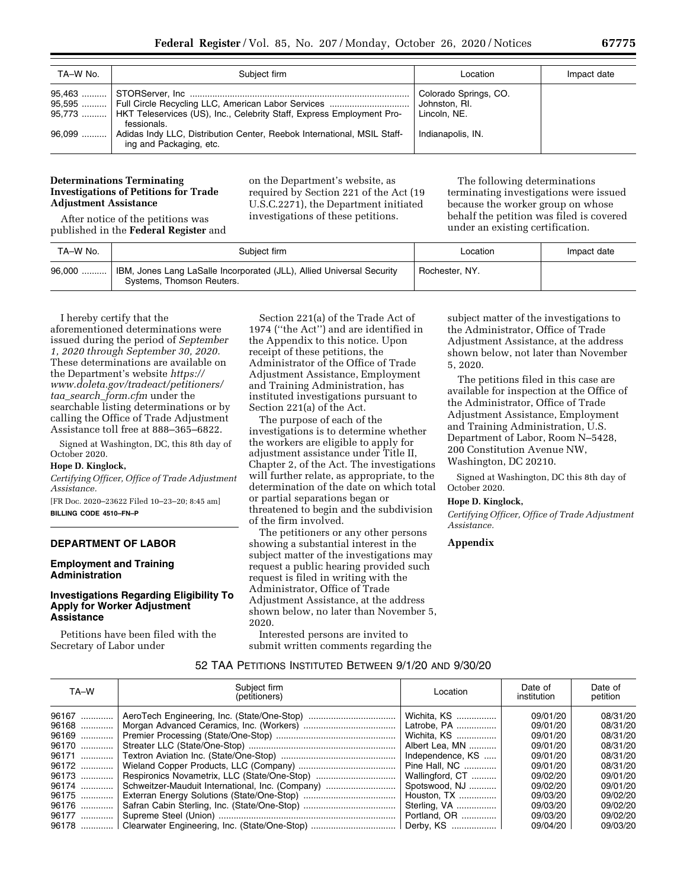| TA–W No. | Subject firm | Location | Impact date |
| --- | --- | --- | --- |
| 95,463 | STORServer, Inc | Colorado Springs, CO. | |
| 95,595 | Full Circle Recycling LLC, American Labor Services | Johnston, RI. | |
| 95,773 | HKT Teleservices (US), Inc., Celebrity Staff, Express Employment Professionals. | Lincoln, NE. | |
| 96,099 | Adidas Indy LLC, Distribution Center, Reebok International, MSIL Staffing and Packaging, etc. | Indianapolis, IN. | |

### Determinations Terminating Investigations of Petitions for Trade Adjustment Assistance

After notice of the petitions was published in the **Federal Register** and on the Department's website, as required by Section 221 of the Act (19 U.S.C.2271), the Department initiated investigations of these petitions.

The following determinations terminating investigations were issued because the worker group on whose behalf the petition was filed is covered under an existing certification.

| TA–W No. | Subject firm | Location | Impact date |
| --- | --- | --- | --- |
| 96,000 | IBM, Jones Lang LaSalle Incorporated (JLL), Allied Universal Security Systems, Thomson Reuters. | Rochester, NY. | |

I hereby certify that the aforementioned determinations were issued during the period of *September 1, 2020 through September 30, 2020.* These determinations are available on the Department's website *https://www.doleta.gov/tradeact/petitioners/taa_search_form.cfm* under the searchable listing determinations or by calling the Office of Trade Adjustment Assistance toll free at 888–365–6822.

Signed at Washington, DC, this 8th day of October 2020.

**Hope D. Kinglock,**

*Certifying Officer, Office of Trade Adjustment Assistance.*

[FR Doc. 2020–23622 Filed 10–23–20; 8:45 am]

**BILLING CODE 4510–FN–P**

## DEPARTMENT OF LABOR

### Employment and Training Administration

### Investigations Regarding Eligibility To Apply for Worker Adjustment Assistance

Petitions have been filed with the Secretary of Labor under Section 221(a) of the Trade Act of 1974 (''the Act'') and are identified in the Appendix to this notice. Upon receipt of these petitions, the Administrator of the Office of Trade Adjustment Assistance, Employment and Training Administration, has instituted investigations pursuant to Section 221(a) of the Act.

The purpose of each of the investigations is to determine whether the workers are eligible to apply for adjustment assistance under Title II, Chapter 2, of the Act. The investigations will further relate, as appropriate, to the determination of the date on which total or partial separations began or threatened to begin and the subdivision of the firm involved.

The petitioners or any other persons showing a substantial interest in the subject matter of the investigations may request a public hearing provided such request is filed in writing with the Administrator, Office of Trade Adjustment Assistance, at the address shown below, no later than November 5, 2020.

Interested persons are invited to submit written comments regarding the subject matter of the investigations to the Administrator, Office of Trade Adjustment Assistance, at the address shown below, not later than November 5, 2020.

The petitions filed in this case are available for inspection at the Office of the Administrator, Office of Trade Adjustment Assistance, Employment and Training Administration, U.S. Department of Labor, Room N–5428, 200 Constitution Avenue NW, Washington, DC 20210.

Signed at Washington, DC this 8th day of October 2020.

**Hope D. Kinglock,**

*Certifying Officer, Office of Trade Adjustment Assistance.*

### Appendix

52 TAA PETITIONS INSTITUTED BETWEEN 9/1/20 AND 9/30/20

| TA–W | Subject firm (petitioners) | Location | Date of institution | Date of petition |
| --- | --- | --- | --- | --- |
| 96167 | AeroTech Engineering, Inc. (State/One-Stop) | Wichita, KS | 09/01/20 | 08/31/20 |
| 96168 | Morgan Advanced Ceramics, Inc. (Workers) | Latrobe, PA | 09/01/20 | 08/31/20 |
| 96169 | Premier Processing (State/One-Stop) | Wichita, KS | 09/01/20 | 08/31/20 |
| 96170 | Streater LLC (State/One-Stop) | Albert Lea, MN | 09/01/20 | 08/31/20 |
| 96171 | Textron Aviation Inc. (State/One-Stop) | Independence, KS | 09/01/20 | 08/31/20 |
| 96172 | Wieland Copper Products, LLC (Company) | Pine Hall, NC | 09/01/20 | 08/31/20 |
| 96173 | Respironics Novametrix, LLC (State/One-Stop) | Wallingford, CT | 09/02/20 | 09/01/20 |
| 96174 | Schweitzer-Mauduit International, Inc. (Company) | Spotswood, NJ | 09/02/20 | 09/01/20 |
| 96175 | Exterran Energy Solutions (State/One-Stop) | Houston, TX | 09/03/20 | 09/02/20 |
| 96176 | Safran Cabin Sterling, Inc. (State/One-Stop) | Sterling, VA | 09/03/20 | 09/02/20 |
| 96177 | Supreme Steel (Union) | Portland, OR | 09/03/20 | 09/02/20 |
| 96178 | Clearwater Engineering, Inc. (State/One-Stop) | Derby, KS | 09/04/20 | 09/03/20 |